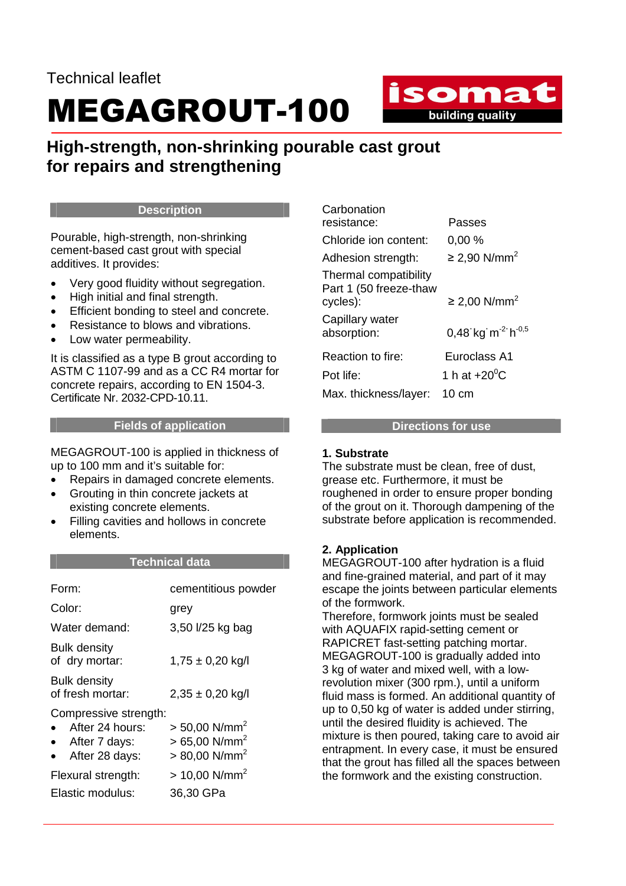Technical leaflet

# MEGAGROUT-100

## High-strength, non-shrinking pourable cast grout for repairs and strengthening

### Description

Pourable, high-strength, non-shrinking cement-based cast grout with special additives. It provides:

- Very good fluidity without segregation.
- High initial and final strength.
- Efficient bonding to steel and concrete.
- Resistance to blows and vibrations.
- Low water permeability.

It is classified as a type B grout according to ASTM C 1107-99 and as a CC R4 mortar for concrete repairs, according to EN 1504-3. Certificate Nr. 2032-CPD-10.11.

### Fields of application

MEGAGROUT-100 is applied in thickness of up to 100 mm and it's suitable for:

- Repairs in damaged concrete elements.
- Grouting in thin concrete jackets at existing concrete elements.
- Filling cavities and hollows in concrete elements.

### Technical data

| | |
|---|---|
| Form: | cementitious powder |
| Color: | grey |
| Water demand: | 3,50 l/25 kg bag |
| Bulk density of dry mortar: | 1,75 ± 0,20 kg/l |
| Bulk density of fresh mortar: | 2,35 ± 0,20 kg/l |
| Compressive strength: | |
| • After 24 hours: | > 50,00 N/mm$^2$ |
| • After 7 days: | > 65,00 N/mm$^2$ |
| • After 28 days: | > 80,00 N/mm$^2$ |
| Flexural strength: | > 10,00 N/mm$^2$ |
| Elastic modulus: | 36,30 GPa |
| Carbonation resistance: | Passes |
| Chloride ion content: | 0,00 % |
| Adhesion strength: | ≥ 2,90 N/mm$^2$ |
| Thermal compatibility Part 1 (50 freeze-thaw cycles): | ≥ 2,00 N/mm$^2$ |
| Capillary water absorption: | 0,48 kg·m$^{-2}$·h$^{-0,5}$ |
| Reaction to fire: | Euroclass A1 |
| Pot life: | 1 h at +20$^0$C |
| Max. thickness/layer: | 10 cm |

### Directions for use

**1. Substrate**

The substrate must be clean, free of dust, grease etc. Furthermore, it must be roughened in order to ensure proper bonding of the grout on it. Thorough dampening of the substrate before application is recommended.

**2. Application**

MEGAGROUT-100 after hydration is a fluid and fine-grained material, and part of it may escape the joints between particular elements of the formwork.

Therefore, formwork joints must be sealed with AQUAFIX rapid-setting cement or RAPICRET fast-setting patching mortar. MEGAGROUT-100 is gradually added into 3 kg of water and mixed well, with a low-revolution mixer (300 rpm.), until a uniform fluid mass is formed. An additional quantity of up to 0,50 kg of water is added under stirring, until the desired fluidity is achieved. The mixture is then poured, taking care to avoid air entrapment. In every case, it must be ensured that the grout has filled all the spaces between the formwork and the existing construction.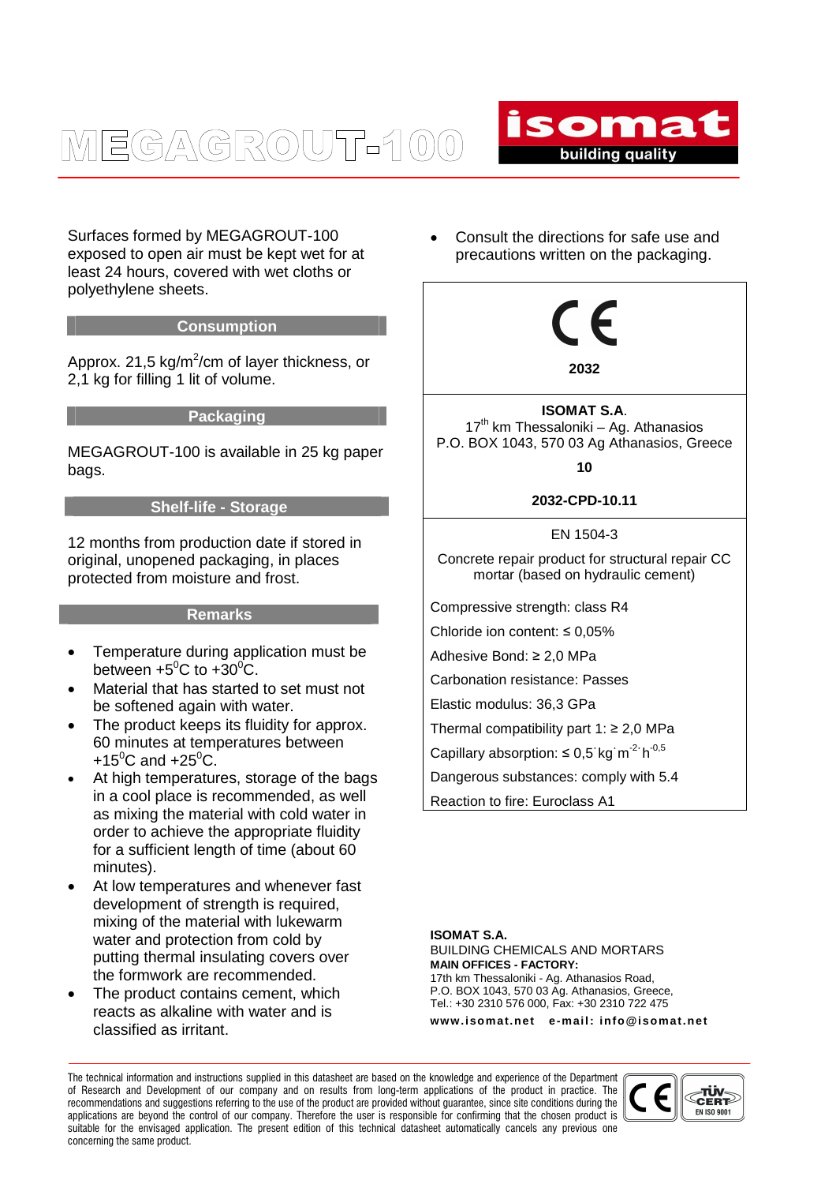# MEGAGROUT-100

Surfaces formed by MEGAGROUT-100 exposed to open air must be kept wet for at least 24 hours, covered with wet cloths or polyethylene sheets.

## Consumption

Approx. 21,5 kg/m$^2$/cm of layer thickness, or 2,1 kg for filling 1 lit of volume.

## Packaging

MEGAGROUT-100 is available in 25 kg paper bags.

## Shelf-life - Storage

12 months from production date if stored in original, unopened packaging, in places protected from moisture and frost.

## Remarks

- Temperature during application must be between +5$^0$C to +30$^0$C.
- Material that has started to set must not be softened again with water.
- The product keeps its fluidity for approx. 60 minutes at temperatures between +15$^0$C and +25$^0$C.
- At high temperatures, storage of the bags in a cool place is recommended, as well as mixing the material with cold water in order to achieve the appropriate fluidity for a sufficient length of time (about 60 minutes).
- At low temperatures and whenever fast development of strength is required, mixing of the material with lukewarm water and protection from cold by putting thermal insulating covers over the formwork are recommended.
- The product contains cement, which reacts as alkaline with water and is classified as irritant.
- Consult the directions for safe use and precautions written on the packaging.

CE

**2032**

**ISOMAT S.A.**
17$^{th}$ km Thessaloniki – Ag. Athanasios
P.O. BOX 1043, 570 03 Ag Athanasios, Greece

**10**

**2032-CPD-10.11**

EN 1504-3

Concrete repair product for structural repair CC mortar (based on hydraulic cement)

Compressive strength: class R4
Chloride ion content: ≤ 0,05%
Adhesive Bond: ≥ 2,0 MPa
Carbonation resistance: Passes
Elastic modulus: 36,3 GPa
Thermal compatibility part 1: ≥ 2,0 MPa
Capillary absorption: ≤ 0,5 kg·m$^{-2}$·h$^{-0,5}$
Dangerous substances: comply with 5.4
Reaction to fire: Euroclass A1

**ISOMAT S.A.**
BUILDING CHEMICALS AND MORTARS
**MAIN OFFICES - FACTORY:**
17th km Thessaloniki - Ag. Athanasios Road,
P.O. BOX 1043, 570 03 Ag. Athanasios, Greece,
Tel.: +30 2310 576 000, Fax: +30 2310 722 475
**www.isomat.net e-mail: info@isomat.net**

The technical information and instructions supplied in this datasheet are based on the knowledge and experience of the Department of Research and Development of our company and on results from long-term applications of the product in practice. The recommendations and suggestions referring to the use of the product are provided without guarantee, since site conditions during the applications are beyond the control of our company. Therefore the user is responsible for confirming that the chosen product is suitable for the envisaged application. The present edition of this technical datasheet automatically cancels any previous one concerning the same product.